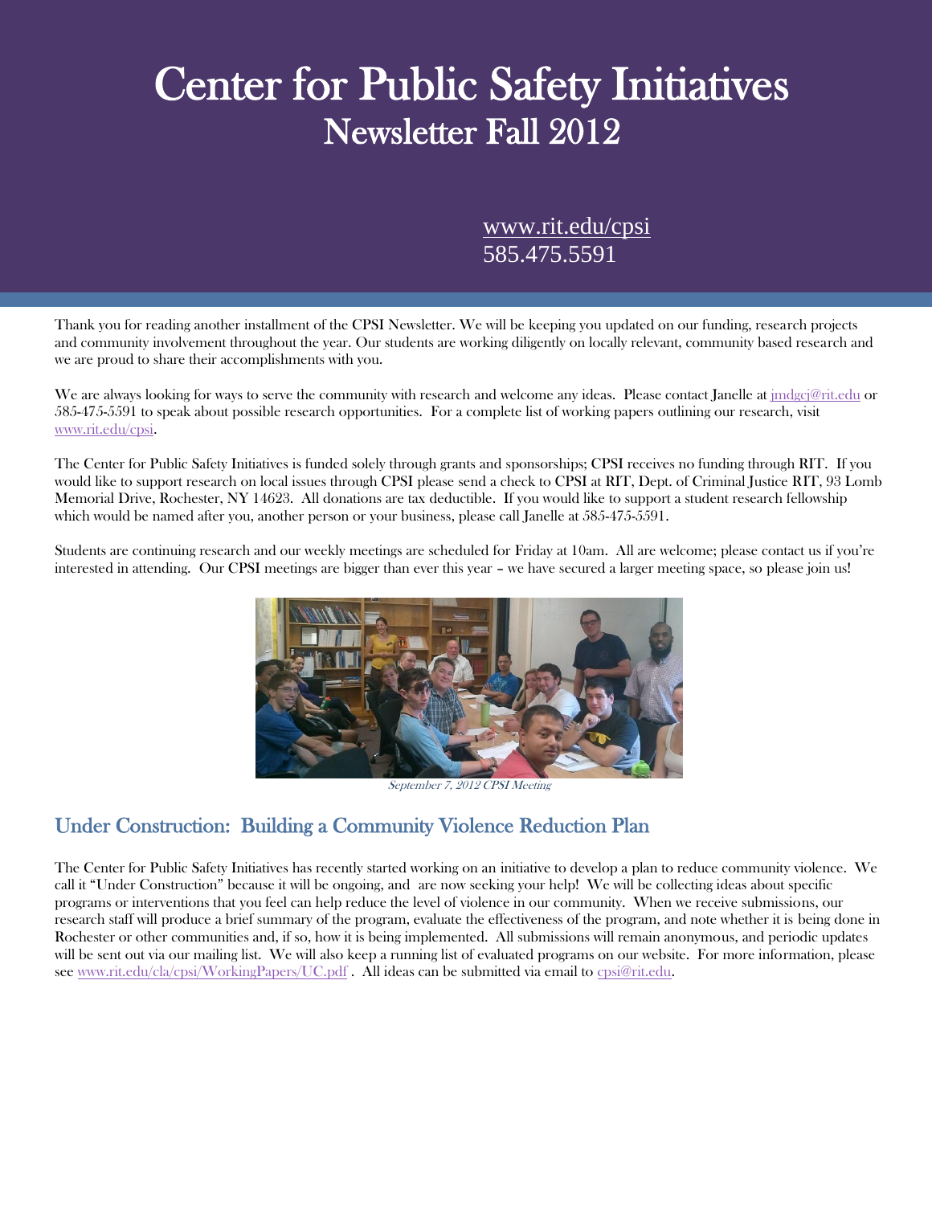# Center for Public Safety Initiatives

## Newsletter Fall 2012

www.rit.edu/cpsi
585.475.5591

Thank you for reading another installment of the CPSI Newsletter. We will be keeping you updated on our funding, research projects and community involvement throughout the year. Our students are working diligently on locally relevant, community based research and we are proud to share their accomplishments with you.

We are always looking for ways to serve the community with research and welcome any ideas. Please contact Janelle at jmdgcj@rit.edu or 585-475-5591 to speak about possible research opportunities. For a complete list of working papers outlining our research, visit www.rit.edu/cpsi.

The Center for Public Safety Initiatives is funded solely through grants and sponsorships; CPSI receives no funding through RIT. If you would like to support research on local issues through CPSI please send a check to CPSI at RIT, Dept. of Criminal Justice RIT, 93 Lomb Memorial Drive, Rochester, NY 14623. All donations are tax deductible. If you would like to support a student research fellowship which would be named after you, another person or your business, please call Janelle at 585-475-5591.

Students are continuing research and our weekly meetings are scheduled for Friday at 10am. All are welcome; please contact us if you're interested in attending. Our CPSI meetings are bigger than ever this year – we have secured a larger meeting space, so please join us!

*September 7, 2012 CPSI Meeting*

## Under Construction: Building a Community Violence Reduction Plan

The Center for Public Safety Initiatives has recently started working on an initiative to develop a plan to reduce community violence. We call it "Under Construction" because it will be ongoing, and are now seeking your help! We will be collecting ideas about specific programs or interventions that you feel can help reduce the level of violence in our community. When we receive submissions, our research staff will produce a brief summary of the program, evaluate the effectiveness of the program, and note whether it is being done in Rochester or other communities and, if so, how it is being implemented. All submissions will remain anonymous, and periodic updates will be sent out via our mailing list. We will also keep a running list of evaluated programs on our website. For more information, please see www.rit.edu/cla/cpsi/WorkingPapers/UC.pdf . All ideas can be submitted via email to cpsi@rit.edu.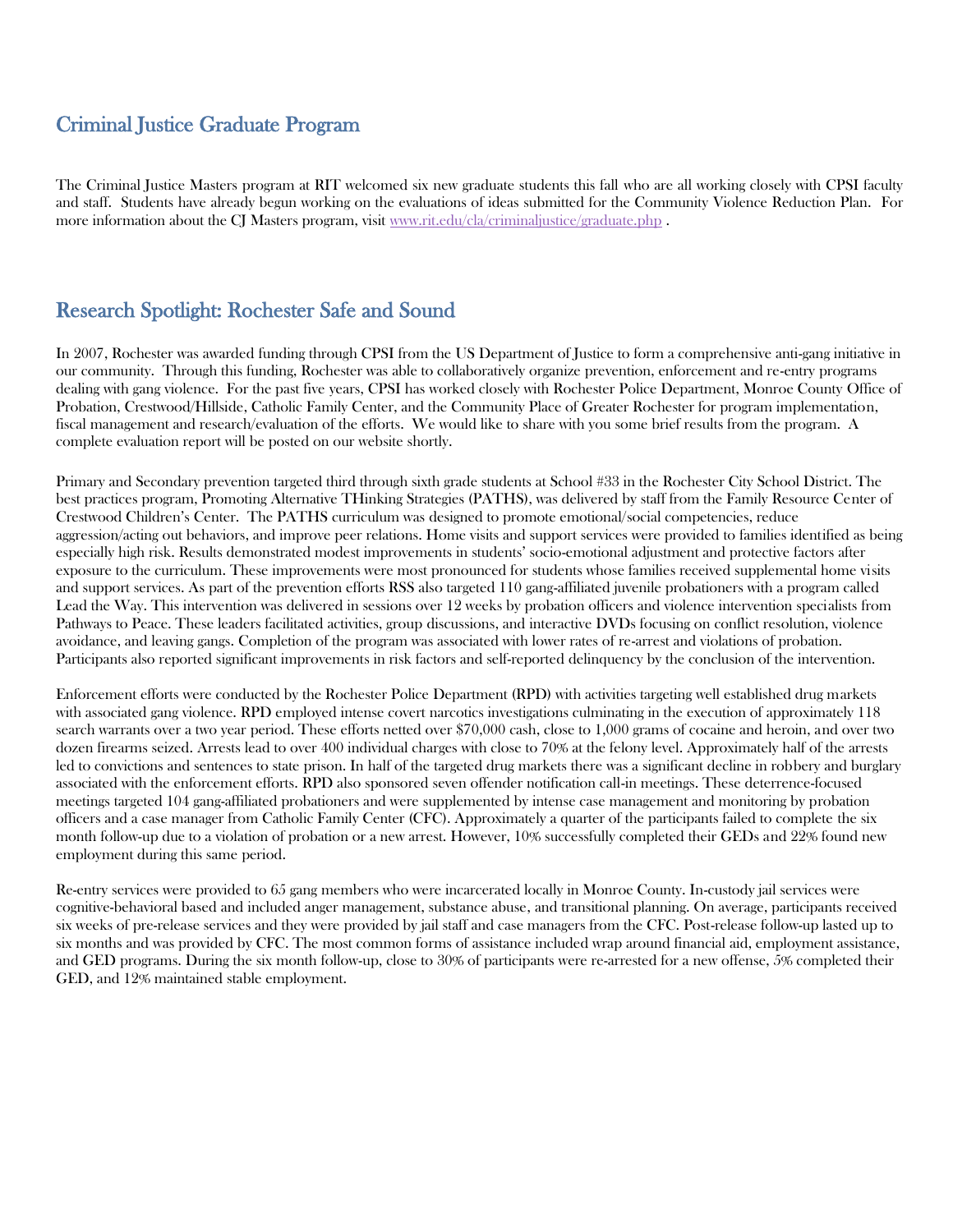## Criminal Justice Graduate Program

The Criminal Justice Masters program at RIT welcomed six new graduate students this fall who are all working closely with CPSI faculty and staff. Students have already begun working on the evaluations of ideas submitted for the Community Violence Reduction Plan. For more information about the CJ Masters program, visit www.rit.edu/cla/criminaljustice/graduate.php .

## Research Spotlight: Rochester Safe and Sound

In 2007, Rochester was awarded funding through CPSI from the US Department of Justice to form a comprehensive anti-gang initiative in our community. Through this funding, Rochester was able to collaboratively organize prevention, enforcement and re-entry programs dealing with gang violence. For the past five years, CPSI has worked closely with Rochester Police Department, Monroe County Office of Probation, Crestwood/Hillside, Catholic Family Center, and the Community Place of Greater Rochester for program implementation, fiscal management and research/evaluation of the efforts. We would like to share with you some brief results from the program. A complete evaluation report will be posted on our website shortly.

Primary and Secondary prevention targeted third through sixth grade students at School #33 in the Rochester City School District. The best practices program, Promoting Alternative THinking Strategies (PATHS), was delivered by staff from the Family Resource Center of Crestwood Children's Center. The PATHS curriculum was designed to promote emotional/social competencies, reduce aggression/acting out behaviors, and improve peer relations. Home visits and support services were provided to families identified as being especially high risk. Results demonstrated modest improvements in students' socio-emotional adjustment and protective factors after exposure to the curriculum. These improvements were most pronounced for students whose families received supplemental home visits and support services. As part of the prevention efforts RSS also targeted 110 gang-affiliated juvenile probationers with a program called Lead the Way. This intervention was delivered in sessions over 12 weeks by probation officers and violence intervention specialists from Pathways to Peace. These leaders facilitated activities, group discussions, and interactive DVDs focusing on conflict resolution, violence avoidance, and leaving gangs. Completion of the program was associated with lower rates of re-arrest and violations of probation. Participants also reported significant improvements in risk factors and self-reported delinquency by the conclusion of the intervention.

Enforcement efforts were conducted by the Rochester Police Department (RPD) with activities targeting well established drug markets with associated gang violence. RPD employed intense covert narcotics investigations culminating in the execution of approximately 118 search warrants over a two year period. These efforts netted over $70,000 cash, close to 1,000 grams of cocaine and heroin, and over two dozen firearms seized. Arrests lead to over 400 individual charges with close to 70% at the felony level. Approximately half of the arrests led to convictions and sentences to state prison. In half of the targeted drug markets there was a significant decline in robbery and burglary associated with the enforcement efforts. RPD also sponsored seven offender notification call-in meetings. These deterrence-focused meetings targeted 104 gang-affiliated probationers and were supplemented by intense case management and monitoring by probation officers and a case manager from Catholic Family Center (CFC). Approximately a quarter of the participants failed to complete the six month follow-up due to a violation of probation or a new arrest. However, 10% successfully completed their GEDs and 22% found new employment during this same period.

Re-entry services were provided to 65 gang members who were incarcerated locally in Monroe County. In-custody jail services were cognitive-behavioral based and included anger management, substance abuse, and transitional planning. On average, participants received six weeks of pre-release services and they were provided by jail staff and case managers from the CFC. Post-release follow-up lasted up to six months and was provided by CFC. The most common forms of assistance included wrap around financial aid, employment assistance, and GED programs. During the six month follow-up, close to 30% of participants were re-arrested for a new offense, 5% completed their GED, and 12% maintained stable employment.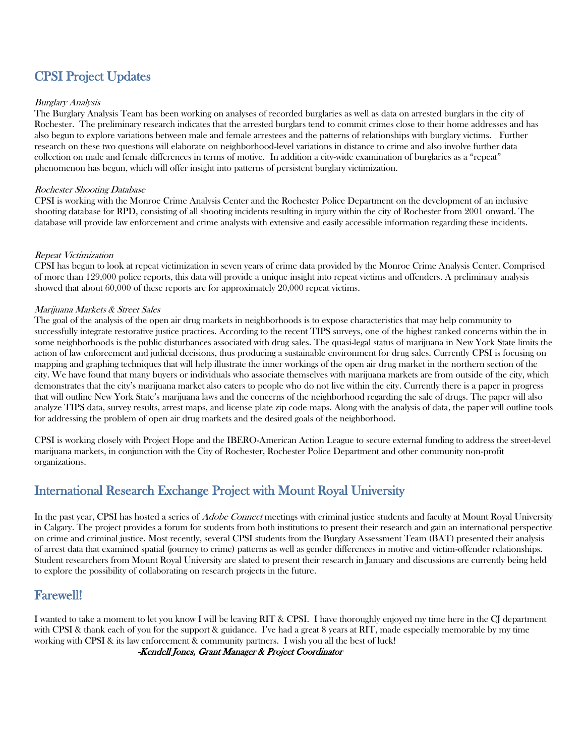## CPSI Project Updates

*Burglary Analysis*

The Burglary Analysis Team has been working on analyses of recorded burglaries as well as data on arrested burglars in the city of Rochester. The preliminary research indicates that the arrested burglars tend to commit crimes close to their home addresses and has also begun to explore variations between male and female arrestees and the patterns of relationships with burglary victims. Further research on these two questions will elaborate on neighborhood-level variations in distance to crime and also involve further data collection on male and female differences in terms of motive. In addition a city-wide examination of burglaries as a "repeat" phenomenon has begun, which will offer insight into patterns of persistent burglary victimization.

*Rochester Shooting Database*

CPSI is working with the Monroe Crime Analysis Center and the Rochester Police Department on the development of an inclusive shooting database for RPD, consisting of all shooting incidents resulting in injury within the city of Rochester from 2001 onward. The database will provide law enforcement and crime analysts with extensive and easily accessible information regarding these incidents.

*Repeat Victimization*

CPSI has begun to look at repeat victimization in seven years of crime data provided by the Monroe Crime Analysis Center. Comprised of more than 129,000 police reports, this data will provide a unique insight into repeat victims and offenders. A preliminary analysis showed that about 60,000 of these reports are for approximately 20,000 repeat victims.

*Marijuana Markets & Street Sales*

The goal of the analysis of the open air drug markets in neighborhoods is to expose characteristics that may help community to successfully integrate restorative justice practices. According to the recent TIPS surveys, one of the highest ranked concerns within the in some neighborhoods is the public disturbances associated with drug sales. The quasi-legal status of marijuana in New York State limits the action of law enforcement and judicial decisions, thus producing a sustainable environment for drug sales. Currently CPSI is focusing on mapping and graphing techniques that will help illustrate the inner workings of the open air drug market in the northern section of the city. We have found that many buyers or individuals who associate themselves with marijuana markets are from outside of the city, which demonstrates that the city's marijuana market also caters to people who do not live within the city. Currently there is a paper in progress that will outline New York State's marijuana laws and the concerns of the neighborhood regarding the sale of drugs. The paper will also analyze TIPS data, survey results, arrest maps, and license plate zip code maps. Along with the analysis of data, the paper will outline tools for addressing the problem of open air drug markets and the desired goals of the neighborhood.

CPSI is working closely with Project Hope and the IBERO-American Action League to secure external funding to address the street-level marijuana markets, in conjunction with the City of Rochester, Rochester Police Department and other community non-profit organizations.

## International Research Exchange Project with Mount Royal University

In the past year, CPSI has hosted a series of *Adobe Connect* meetings with criminal justice students and faculty at Mount Royal University in Calgary. The project provides a forum for students from both institutions to present their research and gain an international perspective on crime and criminal justice. Most recently, several CPSI students from the Burglary Assessment Team (BAT) presented their analysis of arrest data that examined spatial (journey to crime) patterns as well as gender differences in motive and victim-offender relationships. Student researchers from Mount Royal University are slated to present their research in January and discussions are currently being held to explore the possibility of collaborating on research projects in the future.

## Farewell!

I wanted to take a moment to let you know I will be leaving RIT & CPSI. I have thoroughly enjoyed my time here in the CJ department with CPSI & thank each of you for the support & guidance. I've had a great 8 years at RIT, made especially memorable by my time working with CPSI & its law enforcement & community partners. I wish you all the best of luck!

*-Kendell Jones, Grant Manager & Project Coordinator*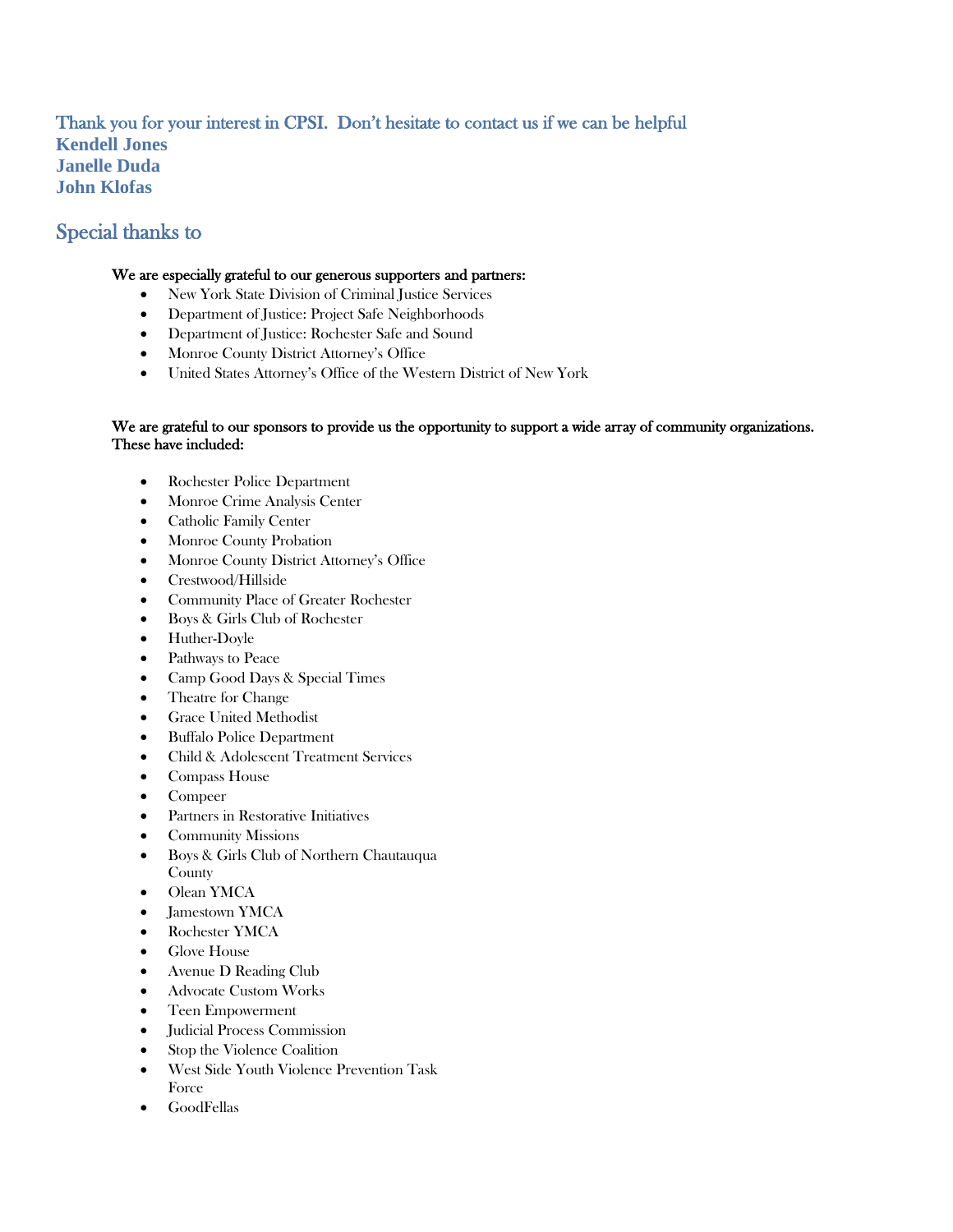Thank you for your interest in CPSI. Don't hesitate to contact us if we can be helpful

**Kendell Jones**
**Janelle Duda**
**John Klofas**

## Special thanks to

**We are especially grateful to our generous supporters and partners:**

- New York State Division of Criminal Justice Services
- Department of Justice: Project Safe Neighborhoods
- Department of Justice: Rochester Safe and Sound
- Monroe County District Attorney's Office
- United States Attorney's Office of the Western District of New York

**We are grateful to our sponsors to provide us the opportunity to support a wide array of community organizations. These have included:**

- Rochester Police Department
- Monroe Crime Analysis Center
- Catholic Family Center
- Monroe County Probation
- Monroe County District Attorney's Office
- Crestwood/Hillside
- Community Place of Greater Rochester
- Boys & Girls Club of Rochester
- Huther-Doyle
- Pathways to Peace
- Camp Good Days & Special Times
- Theatre for Change
- Grace United Methodist
- Buffalo Police Department
- Child & Adolescent Treatment Services
- Compass House
- Compeer
- Partners in Restorative Initiatives
- Community Missions
- Boys & Girls Club of Northern Chautauqua County
- Olean YMCA
- Jamestown YMCA
- Rochester YMCA
- Glove House
- Avenue D Reading Club
- Advocate Custom Works
- Teen Empowerment
- Judicial Process Commission
- Stop the Violence Coalition
- West Side Youth Violence Prevention Task Force
- GoodFellas